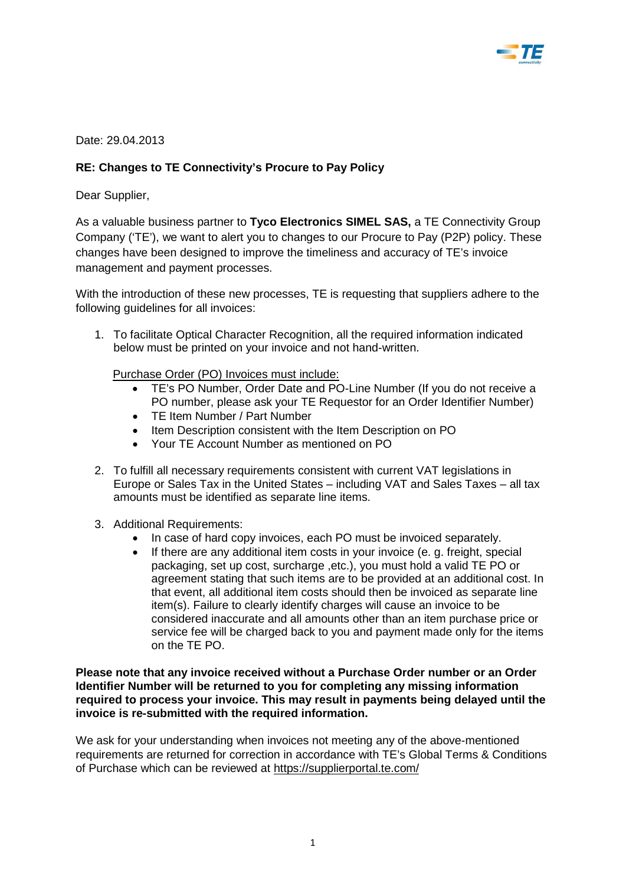Date: 29.04.2013

**RE: Changes to TE Connectivity's Procure to Pay Policy**

Dear Supplier,

As a valuable business partner to **Tyco Electronics SIMEL SAS,** a TE Connectivity Group Company ('TE'), we want to alert you to changes to our Procure to Pay (P2P) policy. These changes have been designed to improve the timeliness and accuracy of TE's invoice management and payment processes.

With the introduction of these new processes, TE is requesting that suppliers adhere to the following guidelines for all invoices:

1. To facilitate Optical Character Recognition, all the required information indicated below must be printed on your invoice and not hand-written.

   Purchase Order (PO) Invoices must include:
   - TE's PO Number, Order Date and PO-Line Number (If you do not receive a PO number, please ask your TE Requestor for an Order Identifier Number)
   - TE Item Number / Part Number
   - Item Description consistent with the Item Description on PO
   - Your TE Account Number as mentioned on PO

2. To fulfill all necessary requirements consistent with current VAT legislations in Europe or Sales Tax in the United States – including VAT and Sales Taxes – all tax amounts must be identified as separate line items.

3. Additional Requirements:
   - In case of hard copy invoices, each PO must be invoiced separately.
   - If there are any additional item costs in your invoice (e. g. freight, special packaging, set up cost, surcharge ,etc.), you must hold a valid TE PO or agreement stating that such items are to be provided at an additional cost. In that event, all additional item costs should then be invoiced as separate line item(s). Failure to clearly identify charges will cause an invoice to be considered inaccurate and all amounts other than an item purchase price or service fee will be charged back to you and payment made only for the items on the TE PO.

**Please note that any invoice received without a Purchase Order number or an Order Identifier Number will be returned to you for completing any missing information required to process your invoice. This may result in payments being delayed until the invoice is re-submitted with the required information.**

We ask for your understanding when invoices not meeting any of the above-mentioned requirements are returned for correction in accordance with TE's Global Terms & Conditions of Purchase which can be reviewed at https://supplierportal.te.com/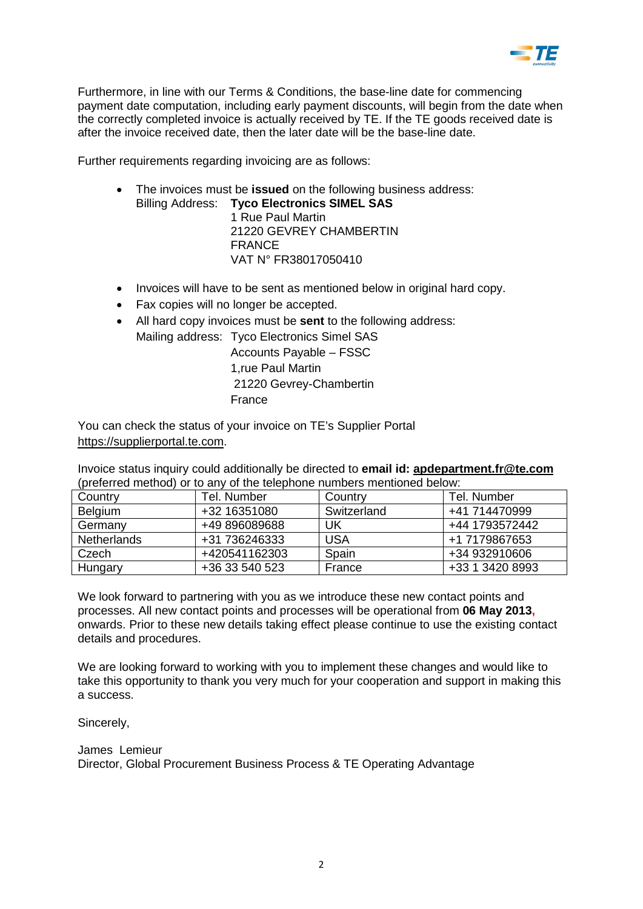Furthermore, in line with our Terms & Conditions, the base-line date for commencing payment date computation, including early payment discounts, will begin from the date when the correctly completed invoice is actually received by TE. If the TE goods received date is after the invoice received date, then the later date will be the base-line date.

Further requirements regarding invoicing are as follows:

- The invoices must be **issued** on the following business address:
  Billing Address: **Tyco Electronics SIMEL SAS**
  1 Rue Paul Martin
  21220 GEVREY CHAMBERTIN
  FRANCE
  VAT N° FR38017050410

- Invoices will have to be sent as mentioned below in original hard copy.
- Fax copies will no longer be accepted.
- All hard copy invoices must be **sent** to the following address:
  Mailing address: Tyco Electronics Simel SAS
  Accounts Payable – FSSC
  1,rue Paul Martin
  21220 Gevrey-Chambertin
  France

You can check the status of your invoice on TE's Supplier Portal https://supplierportal.te.com.

Invoice status inquiry could additionally be directed to **email id: apdepartment.fr@te.com** (preferred method) or to any of the telephone numbers mentioned below:

| Country | Tel. Number | Country | Tel. Number |
|---|---|---|---|
| Belgium | +32 16351080 | Switzerland | +41 714470999 |
| Germany | +49 896089688 | UK | +44 1793572442 |
| Netherlands | +31 736246333 | USA | +1 7179867653 |
| Czech | +420541162303 | Spain | +34 932910606 |
| Hungary | +36 33 540 523 | France | +33 1 3420 8993 |

We look forward to partnering with you as we introduce these new contact points and processes. All new contact points and processes will be operational from **06 May 2013,** onwards. Prior to these new details taking effect please continue to use the existing contact details and procedures.

We are looking forward to working with you to implement these changes and would like to take this opportunity to thank you very much for your cooperation and support in making this a success.

Sincerely,

James Lemieur
Director, Global Procurement Business Process & TE Operating Advantage